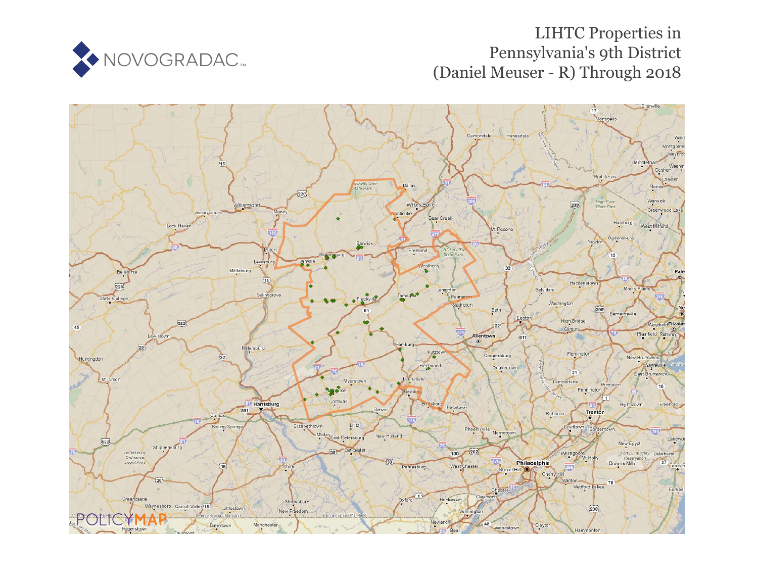NOVOGRADAC

# LIHTC Properties in Pennsylvania's 9th District (Daniel Meuser - R) Through 2018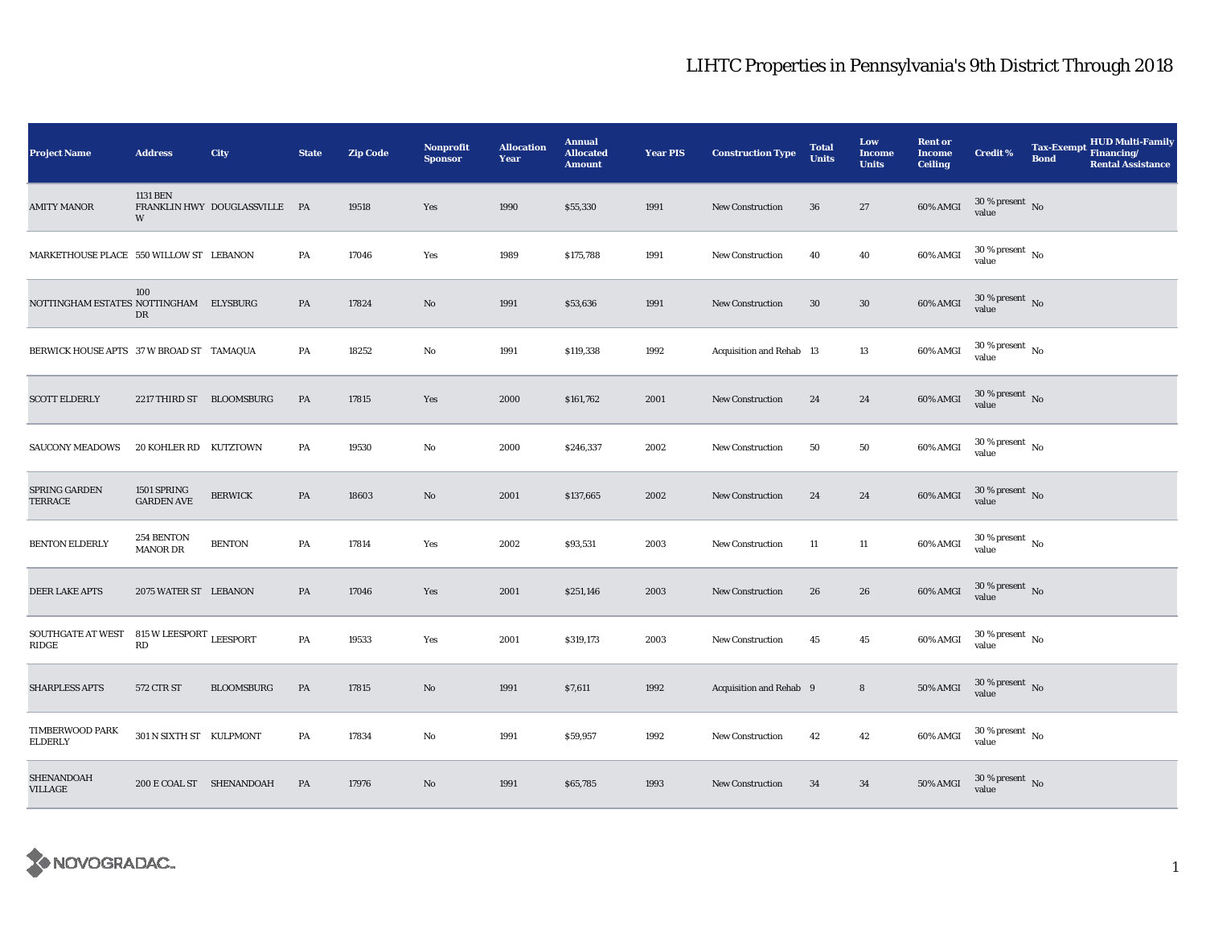# LIHTC Properties in Pennsylvania's 9th District Through 2018

| Project Name | Address | City | State | Zip Code | Nonprofit Sponsor | Allocation Year | Annual Allocated Amount | Year PIS | Construction Type | Total Units | Low Income Units | Rent or Income Ceiling | Credit % | Tax-Exempt Bond | HUD Multi-Family Financing/ Rental Assistance |
|---|---|---|---|---|---|---|---|---|---|---|---|---|---|---|---|
| AMITY MANOR | 1131 BEN FRANKLIN HWY W | DOUGLASSVILLE | PA | 19518 | Yes | 1990 | $55,330 | 1991 | New Construction | 36 | 27 | 60% AMGI | 30 % present value | No | |
| MARKETHOUSE PLACE | 550 WILLOW ST | LEBANON | PA | 17046 | Yes | 1989 | $175,788 | 1991 | New Construction | 40 | 40 | 60% AMGI | 30 % present value | No | |
| NOTTINGHAM ESTATES | 100 NOTTINGHAM DR | ELYSBURG | PA | 17824 | No | 1991 | $53,636 | 1991 | New Construction | 30 | 30 | 60% AMGI | 30 % present value | No | |
| BERWICK HOUSE APTS | 37 W BROAD ST | TAMAQUA | PA | 18252 | No | 1991 | $119,338 | 1992 | Acquisition and Rehab | 13 | 13 | 60% AMGI | 30 % present value | No | |
| SCOTT ELDERLY | 2217 THIRD ST | BLOOMSBURG | PA | 17815 | Yes | 2000 | $161,762 | 2001 | New Construction | 24 | 24 | 60% AMGI | 30 % present value | No | |
| SAUCONY MEADOWS | 20 KOHLER RD | KUTZTOWN | PA | 19530 | No | 2000 | $246,337 | 2002 | New Construction | 50 | 50 | 60% AMGI | 30 % present value | No | |
| SPRING GARDEN TERRACE | 1501 SPRING GARDEN AVE | BERWICK | PA | 18603 | No | 2001 | $137,665 | 2002 | New Construction | 24 | 24 | 60% AMGI | 30 % present value | No | |
| BENTON ELDERLY | 254 BENTON MANOR DR | BENTON | PA | 17814 | Yes | 2002 | $93,531 | 2003 | New Construction | 11 | 11 | 60% AMGI | 30 % present value | No | |
| DEER LAKE APTS | 2075 WATER ST | LEBANON | PA | 17046 | Yes | 2001 | $251,146 | 2003 | New Construction | 26 | 26 | 60% AMGI | 30 % present value | No | |
| SOUTHGATE AT WEST RIDGE | 815 W LEESPORT RD | LEESPORT | PA | 19533 | Yes | 2001 | $319,173 | 2003 | New Construction | 45 | 45 | 60% AMGI | 30 % present value | No | |
| SHARPLESS APTS | 572 CTR ST | BLOOMSBURG | PA | 17815 | No | 1991 | $7,611 | 1992 | Acquisition and Rehab | 9 | 8 | 50% AMGI | 30 % present value | No | |
| TIMBERWOOD PARK ELDERLY | 301 N SIXTH ST | KULPMONT | PA | 17834 | No | 1991 | $59,957 | 1992 | New Construction | 42 | 42 | 60% AMGI | 30 % present value | No | |
| SHENANDOAH VILLAGE | 200 E COAL ST | SHENANDOAH | PA | 17976 | No | 1991 | $65,785 | 1993 | New Construction | 34 | 34 | 50% AMGI | 30 % present value | No | |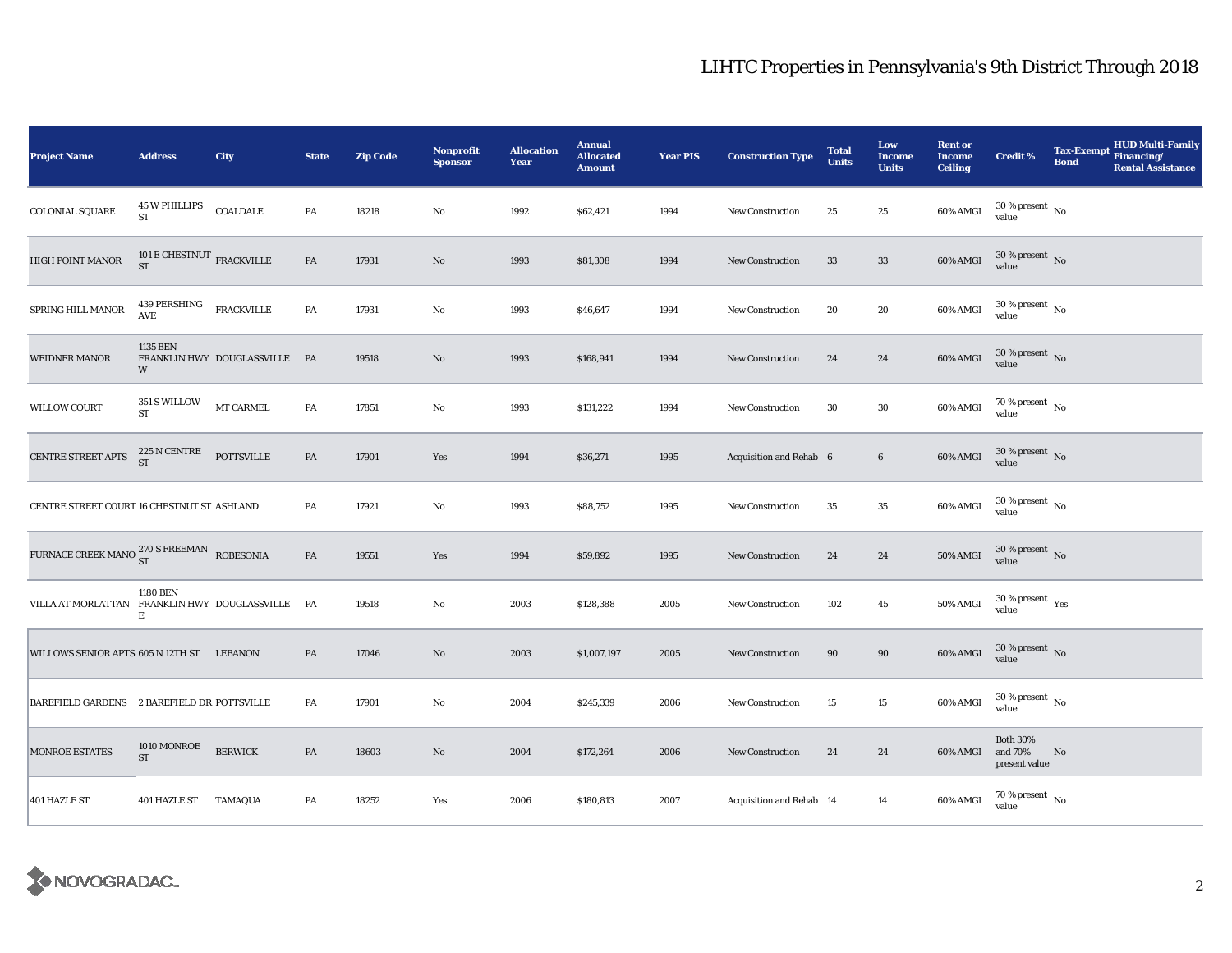# LIHTC Properties in Pennsylvania's 9th District Through 2018

| Project Name | Address | City | State | Zip Code | Nonprofit Sponsor | Allocation Year | Annual Allocated Amount | Year PIS | Construction Type | Total Units | Low Income Units | Rent or Income Ceiling | Credit % | Tax-Exempt Bond | HUD Multi-Family Financing/ Rental Assistance |
|---|---|---|---|---|---|---|---|---|---|---|---|---|---|---|---|
| COLONIAL SQUARE | 45 W PHILLIPS ST | COALDALE | PA | 18218 | No | 1992 | $62,421 | 1994 | New Construction | 25 | 25 | 60% AMGI | 30 % present value | No | |
| HIGH POINT MANOR | 101 E CHESTNUT ST | FRACKVILLE | PA | 17931 | No | 1993 | $81,308 | 1994 | New Construction | 33 | 33 | 60% AMGI | 30 % present value | No | |
| SPRING HILL MANOR | 439 PERSHING AVE | FRACKVILLE | PA | 17931 | No | 1993 | $46,647 | 1994 | New Construction | 20 | 20 | 60% AMGI | 30 % present value | No | |
| WEIDNER MANOR | 1135 BEN FRANKLIN HWY W | DOUGLASSVILLE | PA | 19518 | No | 1993 | $168,941 | 1994 | New Construction | 24 | 24 | 60% AMGI | 30 % present value | No | |
| WILLOW COURT | 351 S WILLOW ST | MT CARMEL | PA | 17851 | No | 1993 | $131,222 | 1994 | New Construction | 30 | 30 | 60% AMGI | 70 % present value | No | |
| CENTRE STREET APTS | 225 N CENTRE ST | POTTSVILLE | PA | 17901 | Yes | 1994 | $36,271 | 1995 | Acquisition and Rehab | 6 | 6 | 60% AMGI | 30 % present value | No | |
| CENTRE STREET COURT | 16 CHESTNUT ST | ASHLAND | PA | 17921 | No | 1993 | $88,752 | 1995 | New Construction | 35 | 35 | 60% AMGI | 30 % present value | No | |
| FURNACE CREEK MANOR | 270 S FREEMAN ST | ROBESONIA | PA | 19551 | Yes | 1994 | $59,892 | 1995 | New Construction | 24 | 24 | 50% AMGI | 30 % present value | No | |
| VILLA AT MORLATTAN | 1180 BEN FRANKLIN HWY E | DOUGLASSVILLE | PA | 19518 | No | 2003 | $128,388 | 2005 | New Construction | 102 | 45 | 50% AMGI | 30 % present value | Yes | |
| WILLOWS SENIOR APTS | 605 N 12TH ST | LEBANON | PA | 17046 | No | 2003 | $1,007,197 | 2005 | New Construction | 90 | 90 | 60% AMGI | 30 % present value | No | |
| BAREFIELD GARDENS | 2 BAREFIELD DR | POTTSVILLE | PA | 17901 | No | 2004 | $245,339 | 2006 | New Construction | 15 | 15 | 60% AMGI | 30 % present value | No | |
| MONROE ESTATES | 1010 MONROE ST | BERWICK | PA | 18603 | No | 2004 | $172,264 | 2006 | New Construction | 24 | 24 | 60% AMGI | Both 30% and 70% present value | No | |
| 401 HAZLE ST | 401 HAZLE ST | TAMAQUA | PA | 18252 | Yes | 2006 | $180,813 | 2007 | Acquisition and Rehab | 14 | 14 | 60% AMGI | 70 % present value | No | |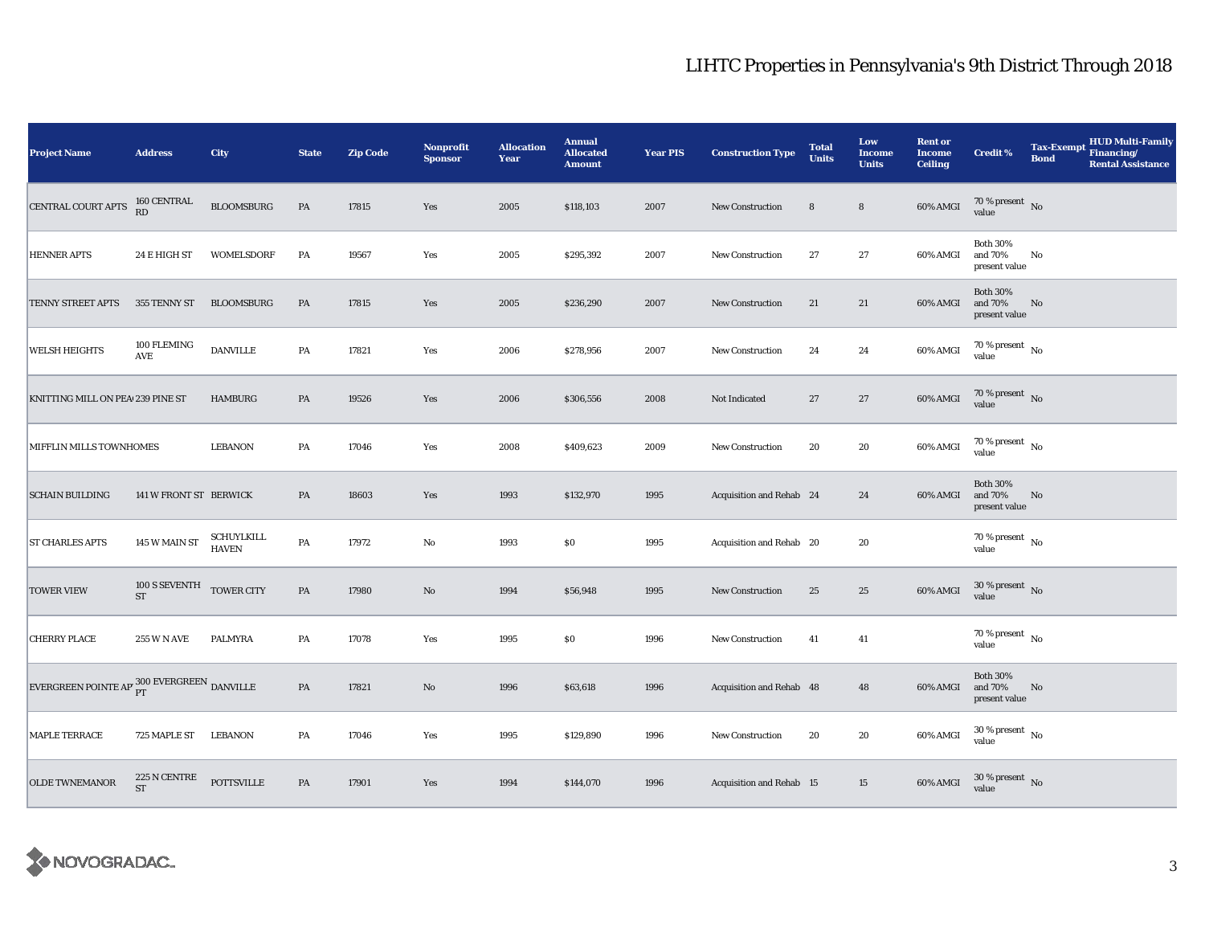# LIHTC Properties in Pennsylvania's 9th District Through 2018

| Project Name | Address | City | State | Zip Code | Nonprofit Sponsor | Allocation Year | Annual Allocated Amount | Year PIS | Construction Type | Total Units | Low Income Units | Rent or Income Ceiling | Credit % | Tax-Exempt Bond | HUD Multi-Family Financing/ Rental Assistance |
|---|---|---|---|---|---|---|---|---|---|---|---|---|---|---|---|
| CENTRAL COURT APTS | 160 CENTRAL RD | BLOOMSBURG | PA | 17815 | Yes | 2005 | $118,103 | 2007 | New Construction | 8 | 8 | 60% AMGI | 70 % present value | No | |
| HENNER APTS | 24 E HIGH ST | WOMELSDORF | PA | 19567 | Yes | 2005 | $295,392 | 2007 | New Construction | 27 | 27 | 60% AMGI | Both 30% and 70% present value | No | |
| TENNY STREET APTS | 355 TENNY ST | BLOOMSBURG | PA | 17815 | Yes | 2005 | $236,290 | 2007 | New Construction | 21 | 21 | 60% AMGI | Both 30% and 70% present value | No | |
| WELSH HEIGHTS | 100 FLEMING AVE | DANVILLE | PA | 17821 | Yes | 2006 | $278,956 | 2007 | New Construction | 24 | 24 | 60% AMGI | 70 % present value | No | |
| KNITTING MILL ON PEA( | 239 PINE ST | HAMBURG | PA | 19526 | Yes | 2006 | $306,556 | 2008 | Not Indicated | 27 | 27 | 60% AMGI | 70 % present value | No | |
| MIFFLIN MILLS TOWNHOMES | | LEBANON | PA | 17046 | Yes | 2008 | $409,623 | 2009 | New Construction | 20 | 20 | 60% AMGI | 70 % present value | No | |
| SCHAIN BUILDING | 141 W FRONT ST | BERWICK | PA | 18603 | Yes | 1993 | $132,970 | 1995 | Acquisition and Rehab | 24 | 24 | 60% AMGI | Both 30% and 70% present value | No | |
| ST CHARLES APTS | 145 W MAIN ST | SCHUYLKILL HAVEN | PA | 17972 | No | 1993 | $0 | 1995 | Acquisition and Rehab | 20 | 20 | | 70 % present value | No | |
| TOWER VIEW | 100 S SEVENTH ST | TOWER CITY | PA | 17980 | No | 1994 | $56,948 | 1995 | New Construction | 25 | 25 | 60% AMGI | 30 % present value | No | |
| CHERRY PLACE | 255 W N AVE | PALMYRA | PA | 17078 | Yes | 1995 | $0 | 1996 | New Construction | 41 | 41 | | 70 % present value | No | |
| EVERGREEN POINTE AP | 300 EVERGREEN PT | DANVILLE | PA | 17821 | No | 1996 | $63,618 | 1996 | Acquisition and Rehab | 48 | 48 | 60% AMGI | Both 30% and 70% present value | No | |
| MAPLE TERRACE | 725 MAPLE ST | LEBANON | PA | 17046 | Yes | 1995 | $129,890 | 1996 | New Construction | 20 | 20 | 60% AMGI | 30 % present value | No | |
| OLDE TWNEMANOR | 225 N CENTRE ST | POTTSVILLE | PA | 17901 | Yes | 1994 | $144,070 | 1996 | Acquisition and Rehab | 15 | 15 | 60% AMGI | 30 % present value | No | |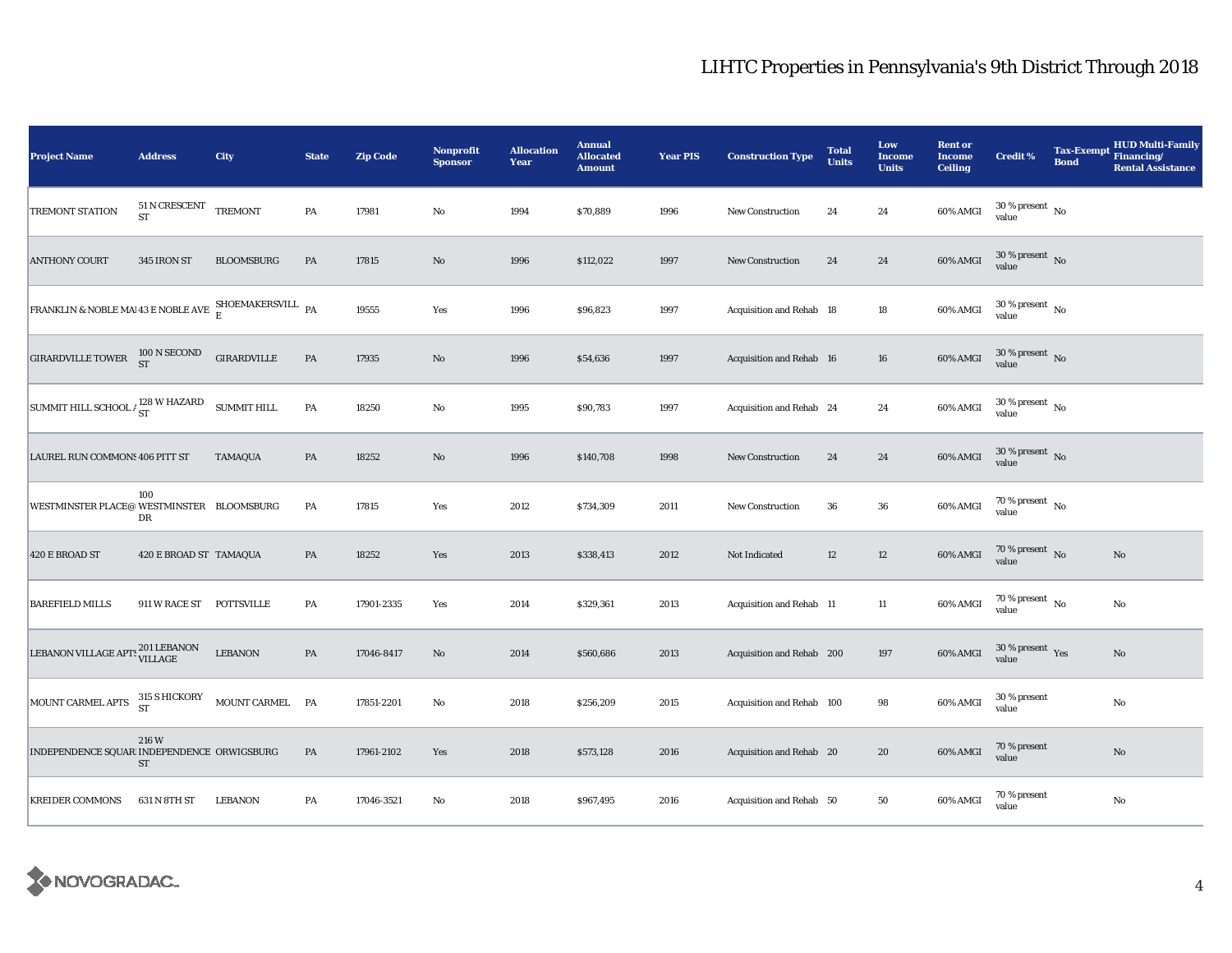# LIHTC Properties in Pennsylvania's 9th District Through 2018

| Project Name | Address | City | State | Zip Code | Nonprofit Sponsor | Allocation Year | Annual Allocated Amount | Year PIS | Construction Type | Total Units | Low Income Units | Rent or Income Ceiling | Credit % | Tax-Exempt Bond | HUD Multi-Family Financing/ Rental Assistance |
|---|---|---|---|---|---|---|---|---|---|---|---|---|---|---|---|
| TREMONT STATION | 51 N CRESCENT ST | TREMONT | PA | 17981 | No | 1994 | $70,889 | 1996 | New Construction | 24 | 24 | 60% AMGI | 30 % present value | No | |
| ANTHONY COURT | 345 IRON ST | BLOOMSBURG | PA | 17815 | No | 1996 | $112,022 | 1997 | New Construction | 24 | 24 | 60% AMGI | 30 % present value | No | |
| FRANKLIN & NOBLE MA | 43 E NOBLE AVE | SHOEMAKERSVILLE | PA | 19555 | Yes | 1996 | $96,823 | 1997 | Acquisition and Rehab | 18 | 18 | 60% AMGI | 30 % present value | No | |
| GIRARDVILLE TOWER | 100 N SECOND ST | GIRARDVILLE | PA | 17935 | No | 1996 | $54,636 | 1997 | Acquisition and Rehab | 16 | 16 | 60% AMGI | 30 % present value | No | |
| SUMMIT HILL SCHOOL A | 128 W HAZARD ST | SUMMIT HILL | PA | 18250 | No | 1995 | $90,783 | 1997 | Acquisition and Rehab | 24 | 24 | 60% AMGI | 30 % present value | No | |
| LAUREL RUN COMMONS | 406 PITT ST | TAMAQUA | PA | 18252 | No | 1996 | $140,708 | 1998 | New Construction | 24 | 24 | 60% AMGI | 30 % present value | No | |
| WESTMINSTER PLACE@ | 100 WESTMINSTER DR | BLOOMSBURG | PA | 17815 | Yes | 2012 | $734,309 | 2011 | New Construction | 36 | 36 | 60% AMGI | 70 % present value | No | |
| 420 E BROAD ST | 420 E BROAD ST | TAMAQUA | PA | 18252 | Yes | 2013 | $338,413 | 2012 | Not Indicated | 12 | 12 | 60% AMGI | 70 % present value | No | No |
| BAREFIELD MILLS | 911 W RACE ST | POTTSVILLE | PA | 17901-2335 | Yes | 2014 | $329,361 | 2013 | Acquisition and Rehab | 11 | 11 | 60% AMGI | 70 % present value | No | No |
| LEBANON VILLAGE APTS | 201 LEBANON VILLAGE | LEBANON | PA | 17046-8417 | No | 2014 | $560,686 | 2013 | Acquisition and Rehab | 200 | 197 | 60% AMGI | 30 % present value | Yes | No |
| MOUNT CARMEL APTS | 315 S HICKORY ST | MOUNT CARMEL | PA | 17851-2201 | No | 2018 | $256,209 | 2015 | Acquisition and Rehab | 100 | 98 | 60% AMGI | 30 % present value | | No |
| INDEPENDENCE SQUAR | 216 W INDEPENDENCE ST | ORWIGSBURG | PA | 17961-2102 | Yes | 2018 | $573,128 | 2016 | Acquisition and Rehab | 20 | 20 | 60% AMGI | 70 % present value | | No |
| KREIDER COMMONS | 631 N 8TH ST | LEBANON | PA | 17046-3521 | No | 2018 | $967,495 | 2016 | Acquisition and Rehab | 50 | 50 | 60% AMGI | 70 % present value | | No |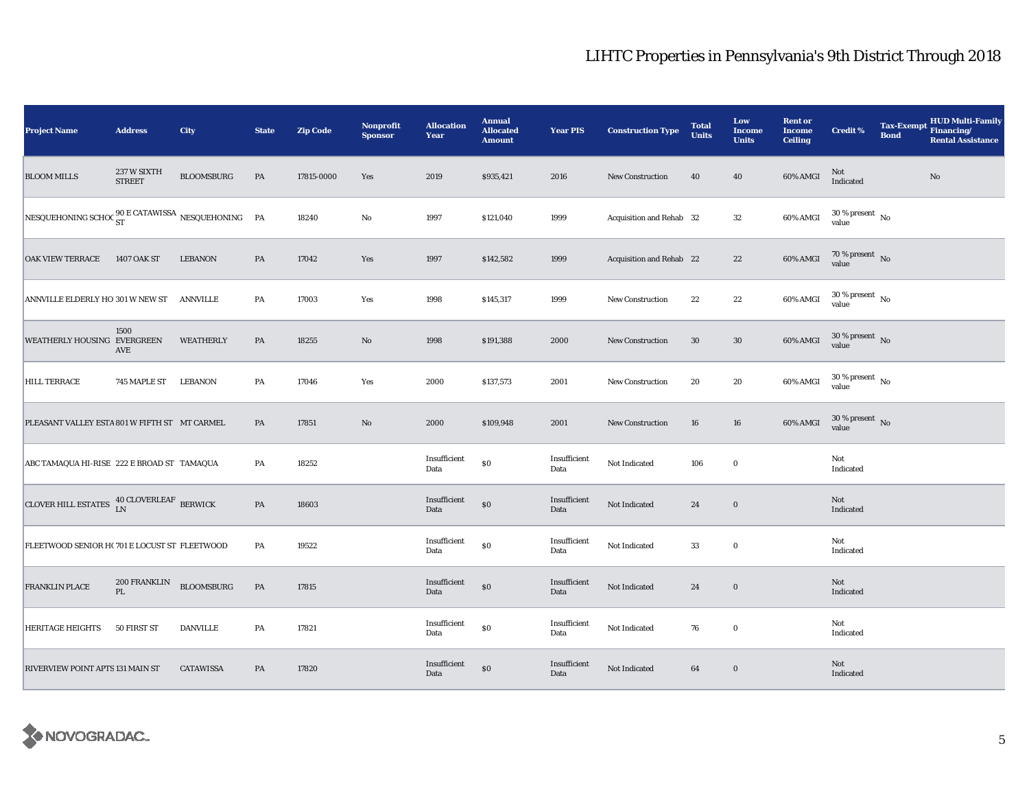# LIHTC Properties in Pennsylvania's 9th District Through 2018

| Project Name | Address | City | State | Zip Code | Nonprofit Sponsor | Allocation Year | Annual Allocated Amount | Year PIS | Construction Type | Total Units | Low Income Units | Rent or Income Ceiling | Credit % | Tax-Exempt Bond | HUD Multi-Family Financing/ Rental Assistance |
|---|---|---|---|---|---|---|---|---|---|---|---|---|---|---|---|
| BLOOM MILLS | 237 W SIXTH STREET | BLOOMSBURG | PA | 17815-0000 | Yes | 2019 | $935,421 | 2016 | New Construction | 40 | 40 | 60% AMGI | Not Indicated | | No |
| NESQUEHONING SCHOO | 90 E CATAWISSA ST | NESQUEHONING | PA | 18240 | No | 1997 | $121,040 | 1999 | Acquisition and Rehab | 32 | 32 | 60% AMGI | 30 % present value | No | |
| OAK VIEW TERRACE | 1407 OAK ST | LEBANON | PA | 17042 | Yes | 1997 | $142,582 | 1999 | Acquisition and Rehab | 22 | 22 | 60% AMGI | 70 % present value | No | |
| ANNVILLE ELDERLY HO | 301 W NEW ST | ANNVILLE | PA | 17003 | Yes | 1998 | $145,317 | 1999 | New Construction | 22 | 22 | 60% AMGI | 30 % present value | No | |
| WEATHERLY HOUSING | 1500 EVERGREEN AVE | WEATHERLY | PA | 18255 | No | 1998 | $191,388 | 2000 | New Construction | 30 | 30 | 60% AMGI | 30 % present value | No | |
| HILL TERRACE | 745 MAPLE ST | LEBANON | PA | 17046 | Yes | 2000 | $137,573 | 2001 | New Construction | 20 | 20 | 60% AMGI | 30 % present value | No | |
| PLEASANT VALLEY ESTA | 801 W FIFTH ST | MT CARMEL | PA | 17851 | No | 2000 | $109,948 | 2001 | New Construction | 16 | 16 | 60% AMGI | 30 % present value | No | |
| ABC TAMAQUA HI-RISE | 222 E BROAD ST | TAMAQUA | PA | 18252 | | Insufficient Data | $0 | Insufficient Data | Not Indicated | 106 | 0 | | Not Indicated | | |
| CLOVER HILL ESTATES | 40 CLOVERLEAF LN | BERWICK | PA | 18603 | | Insufficient Data | $0 | Insufficient Data | Not Indicated | 24 | 0 | | Not Indicated | | |
| FLEETWOOD SENIOR HO | 701 E LOCUST ST | FLEETWOOD | PA | 19522 | | Insufficient Data | $0 | Insufficient Data | Not Indicated | 33 | 0 | | Not Indicated | | |
| FRANKLIN PLACE | 200 FRANKLIN PL | BLOOMSBURG | PA | 17815 | | Insufficient Data | $0 | Insufficient Data | Not Indicated | 24 | 0 | | Not Indicated | | |
| HERITAGE HEIGHTS | 50 FIRST ST | DANVILLE | PA | 17821 | | Insufficient Data | $0 | Insufficient Data | Not Indicated | 76 | 0 | | Not Indicated | | |
| RIVERVIEW POINT APTS | 131 MAIN ST | CATAWISSA | PA | 17820 | | Insufficient Data | $0 | Insufficient Data | Not Indicated | 64 | 0 | | Not Indicated | | |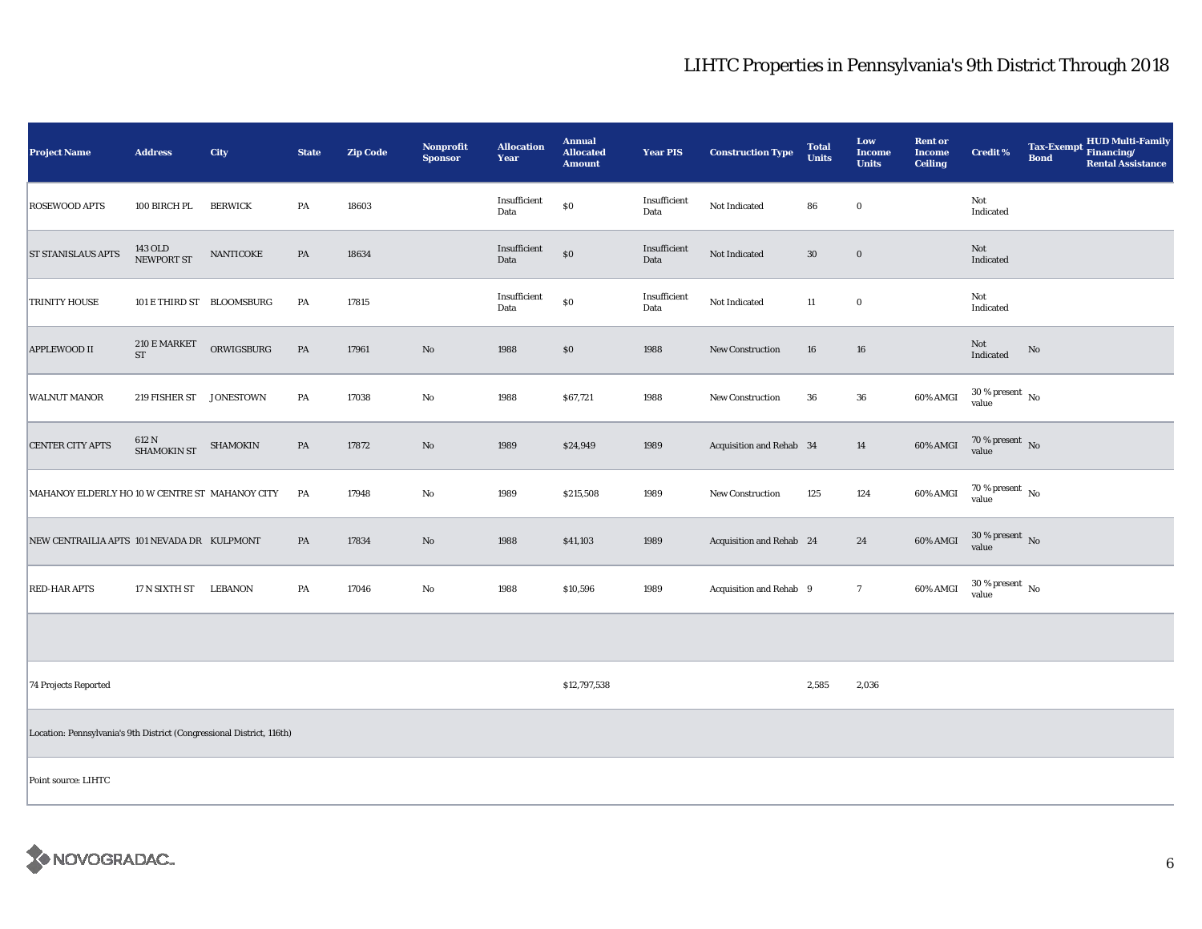## LIHTC Properties in Pennsylvania's 9th District Through 2018

| Project Name | Address | City | State | Zip Code | Nonprofit Sponsor | Allocation Year | Annual Allocated Amount | Year PIS | Construction Type | Total Units | Low Income Units | Rent or Income Ceiling | Credit % | Tax-Exempt Bond | HUD Multi-Family Financing/ Rental Assistance |
|---|---|---|---|---|---|---|---|---|---|---|---|---|---|---|---|
| ROSEWOOD APTS | 100 BIRCH PL | BERWICK | PA | 18603 | | Insufficient Data | $0 | Insufficient Data | Not Indicated | 86 | 0 | | Not Indicated | | |
| ST STANISLAUS APTS | 143 OLD NEWPORT ST | NANTICOKE | PA | 18634 | | Insufficient Data | $0 | Insufficient Data | Not Indicated | 30 | 0 | | Not Indicated | | |
| TRINITY HOUSE | 101 E THIRD ST | BLOOMSBURG | PA | 17815 | | Insufficient Data | $0 | Insufficient Data | Not Indicated | 11 | 0 | | Not Indicated | | |
| APPLEWOOD II | 210 E MARKET ST | ORWIGSBURG | PA | 17961 | No | 1988 | $0 | 1988 | New Construction | 16 | 16 | | Not Indicated | No | |
| WALNUT MANOR | 219 FISHER ST | JONESTOWN | PA | 17038 | No | 1988 | $67,721 | 1988 | New Construction | 36 | 36 | 60% AMGI | 30 % present value | No | |
| CENTER CITY APTS | 612 N SHAMOKIN ST | SHAMOKIN | PA | 17872 | No | 1989 | $24,949 | 1989 | Acquisition and Rehab | 34 | 14 | 60% AMGI | 70 % present value | No | |
| MAHANOY ELDERLY HO | 10 W CENTRE ST | MAHANOY CITY | PA | 17948 | No | 1989 | $215,508 | 1989 | New Construction | 125 | 124 | 60% AMGI | 70 % present value | No | |
| NEW CENTRAILIA APTS | 101 NEVADA DR | KULPMONT | PA | 17834 | No | 1988 | $41,103 | 1989 | Acquisition and Rehab | 24 | 24 | 60% AMGI | 30 % present value | No | |
| RED-HAR APTS | 17 N SIXTH ST | LEBANON | PA | 17046 | No | 1988 | $10,596 | 1989 | Acquisition and Rehab | 9 | 7 | 60% AMGI | 30 % present value | No | |
| | | | | | | | | | | | | | | | |
| 74 Projects Reported | | | | | | | $12,797,538 | | | 2,585 | 2,036 | | | | |
| Location: Pennsylvania's 9th District (Congressional District, 116th) | | | | | | | | | | | | | | | |
| Point source: LIHTC | | | | | | | | | | | | | | | |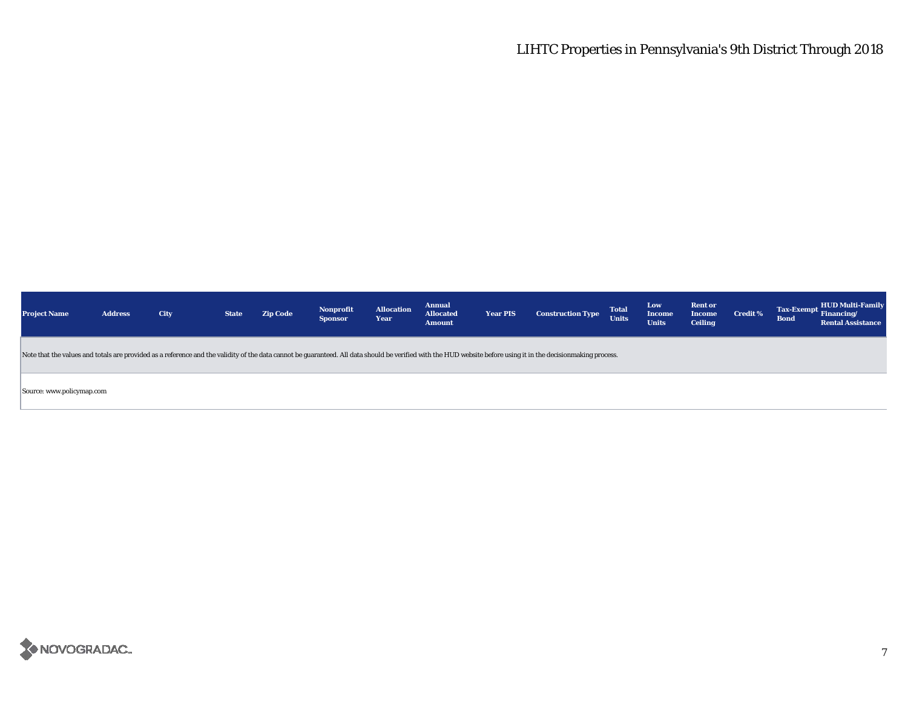# LIHTC Properties in Pennsylvania's 9th District Through 2018

| Project Name | Address | City | State | Zip Code | Nonprofit Sponsor | Allocation Year | Annual Allocated Amount | Year PIS | Construction Type | Total Units | Low Income Units | Rent or Income Ceiling | Credit % | Tax-Exempt Bond | HUD Multi-Family Financing/ Rental Assistance |
|---|---|---|---|---|---|---|---|---|---|---|---|---|---|---|---|

Note that the values and totals are provided as a reference and the validity of the data cannot be guaranteed. All data should be verified with the HUD website before using it in the decisionmaking process.

Source: www.policymap.com